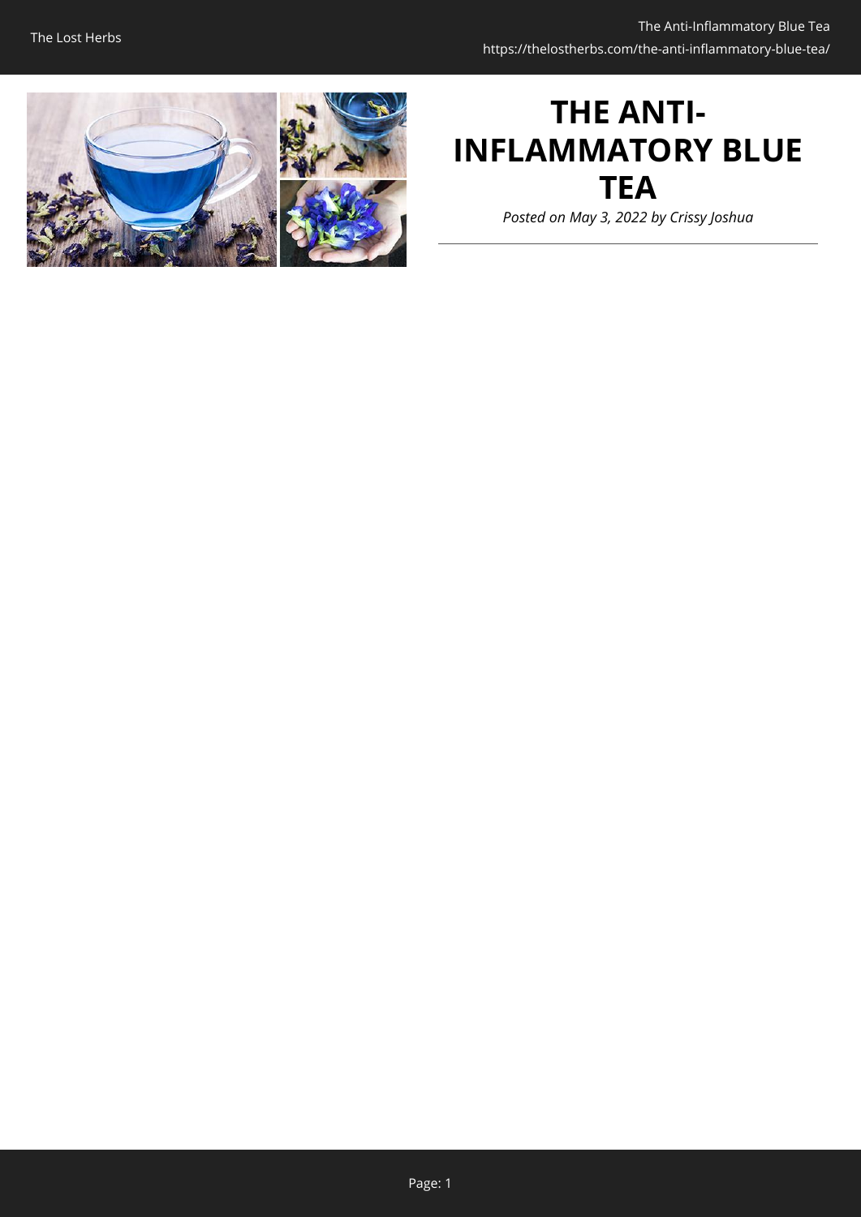# THE ANTI-INFLAMMATORY BLUE TEA

*Posted on May 3, 2022 by Crissy Joshua*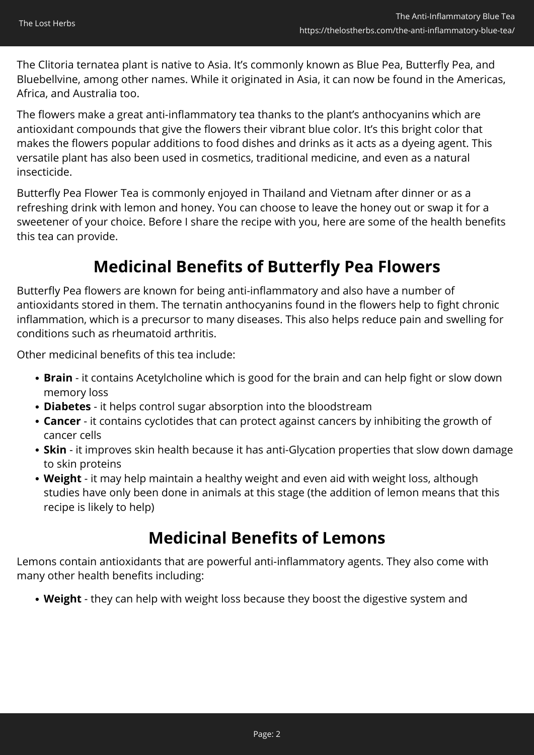The Clitoria ternatea plant is native to Asia. It's commonly known as Blue Pea, Butterfly Pea, and Bluebellvine, among other names. While it originated in Asia, it can now be found in the Americas, Africa, and Australia too.

The flowers make a great anti-inflammatory tea thanks to the plant's anthocyanins which are antioxidant compounds that give the flowers their vibrant blue color. It's this bright color that makes the flowers popular additions to food dishes and drinks as it acts as a dyeing agent. This versatile plant has also been used in cosmetics, traditional medicine, and even as a natural insecticide.

Butterfly Pea Flower Tea is commonly enjoyed in Thailand and Vietnam after dinner or as a refreshing drink with lemon and honey. You can choose to leave the honey out or swap it for a sweetener of your choice. Before I share the recipe with you, here are some of the health benefits this tea can provide.

## Medicinal Benefits of Butterfly Pea Flowers

Butterfly Pea flowers are known for being anti-inflammatory and also have a number of antioxidants stored in them. The ternatin anthocyanins found in the flowers help to fight chronic inflammation, which is a precursor to many diseases. This also helps reduce pain and swelling for conditions such as rheumatoid arthritis.

Other medicinal benefits of this tea include:

- **Brain** - it contains Acetylcholine which is good for the brain and can help fight or slow down memory loss
- **Diabetes** - it helps control sugar absorption into the bloodstream
- **Cancer** - it contains cyclotides that can protect against cancers by inhibiting the growth of cancer cells
- **Skin** - it improves skin health because it has anti-Glycation properties that slow down damage to skin proteins
- **Weight** - it may help maintain a healthy weight and even aid with weight loss, although studies have only been done in animals at this stage (the addition of lemon means that this recipe is likely to help)

## Medicinal Benefits of Lemons

Lemons contain antioxidants that are powerful anti-inflammatory agents. They also come with many other health benefits including:

- **Weight** - they can help with weight loss because they boost the digestive system and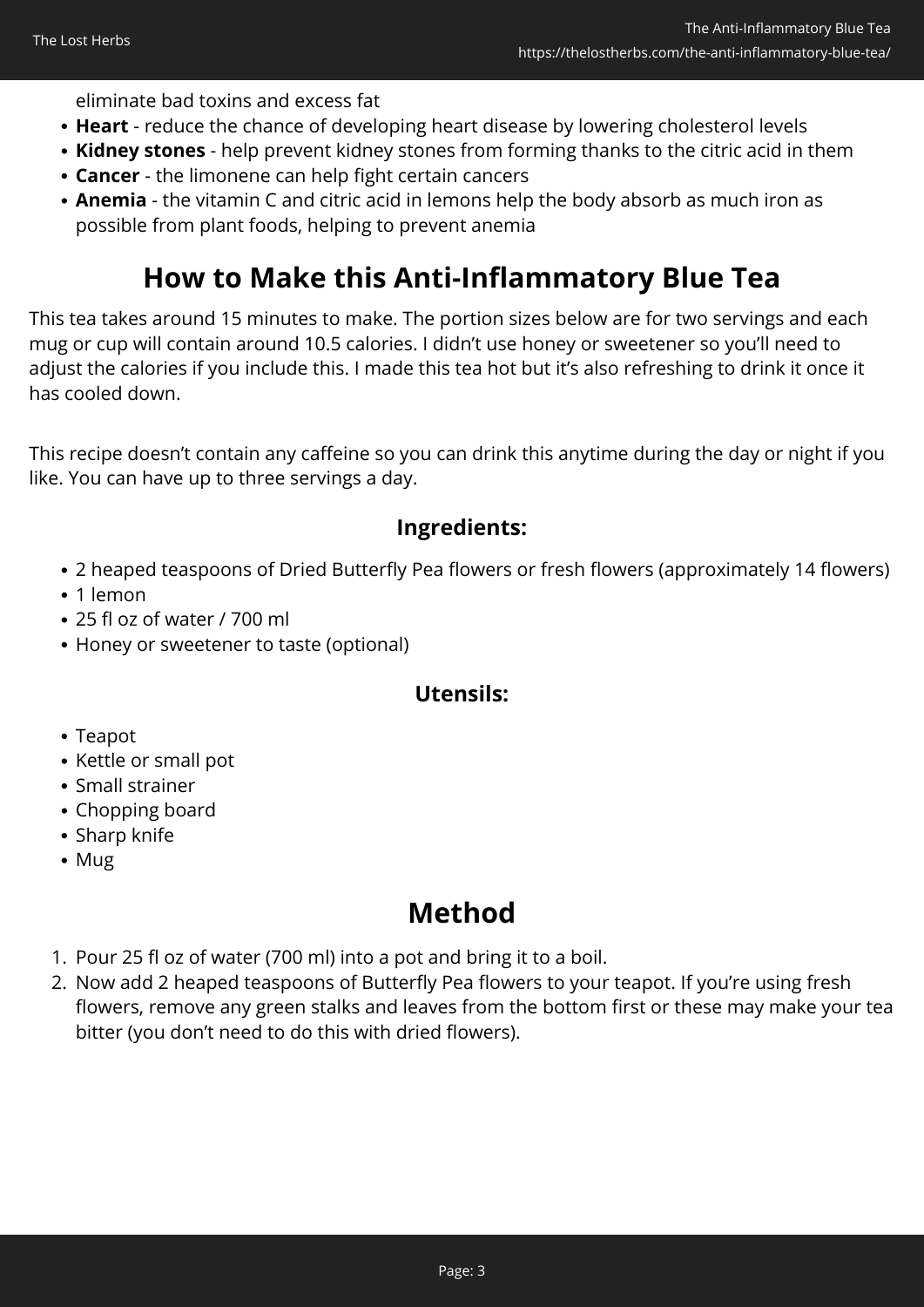eliminate bad toxins and excess fat

- **Heart** - reduce the chance of developing heart disease by lowering cholesterol levels
- **Kidney stones** - help prevent kidney stones from forming thanks to the citric acid in them
- **Cancer** - the limonene can help fight certain cancers
- **Anemia** - the vitamin C and citric acid in lemons help the body absorb as much iron as possible from plant foods, helping to prevent anemia

## How to Make this Anti-Inflammatory Blue Tea

This tea takes around 15 minutes to make. The portion sizes below are for two servings and each mug or cup will contain around 10.5 calories. I didn't use honey or sweetener so you'll need to adjust the calories if you include this. I made this tea hot but it's also refreshing to drink it once it has cooled down.

This recipe doesn't contain any caffeine so you can drink this anytime during the day or night if you like. You can have up to three servings a day.

### Ingredients:

- 2 heaped teaspoons of Dried Butterfly Pea flowers or fresh flowers (approximately 14 flowers)
- 1 lemon
- 25 fl oz of water / 700 ml
- Honey or sweetener to taste (optional)

### Utensils:

- Teapot
- Kettle or small pot
- Small strainer
- Chopping board
- Sharp knife
- Mug

## Method

1. Pour 25 fl oz of water (700 ml) into a pot and bring it to a boil.
2. Now add 2 heaped teaspoons of Butterfly Pea flowers to your teapot. If you're using fresh flowers, remove any green stalks and leaves from the bottom first or these may make your tea bitter (you don't need to do this with dried flowers).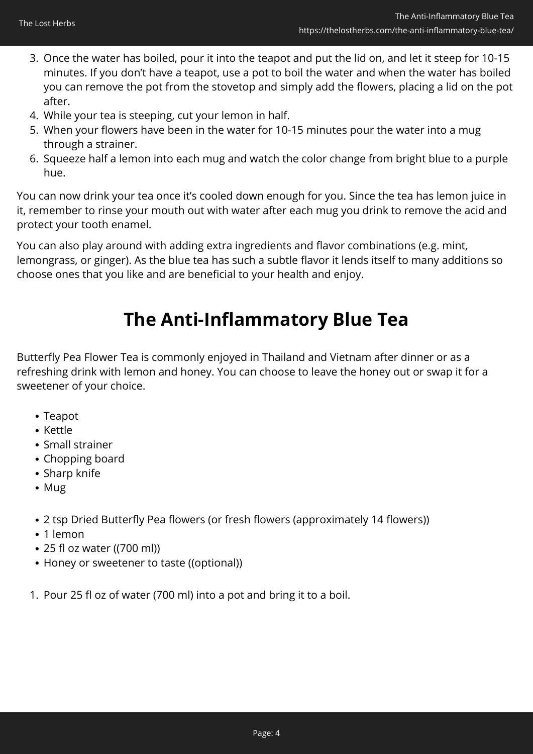3. Once the water has boiled, pour it into the teapot and put the lid on, and let it steep for 10-15 minutes. If you don't have a teapot, use a pot to boil the water and when the water has boiled you can remove the pot from the stovetop and simply add the flowers, placing a lid on the pot after.
4. While your tea is steeping, cut your lemon in half.
5. When your flowers have been in the water for 10-15 minutes pour the water into a mug through a strainer.
6. Squeeze half a lemon into each mug and watch the color change from bright blue to a purple hue.

You can now drink your tea once it's cooled down enough for you. Since the tea has lemon juice in it, remember to rinse your mouth out with water after each mug you drink to remove the acid and protect your tooth enamel.

You can also play around with adding extra ingredients and flavor combinations (e.g. mint, lemongrass, or ginger). As the blue tea has such a subtle flavor it lends itself to many additions so choose ones that you like and are beneficial to your health and enjoy.

# The Anti-Inflammatory Blue Tea

Butterfly Pea Flower Tea is commonly enjoyed in Thailand and Vietnam after dinner or as a refreshing drink with lemon and honey. You can choose to leave the honey out or swap it for a sweetener of your choice.

- Teapot
- Kettle
- Small strainer
- Chopping board
- Sharp knife
- Mug

- 2 tsp Dried Butterfly Pea flowers (or fresh flowers (approximately 14 flowers))
- 1 lemon
- 25 fl oz water ((700 ml))
- Honey or sweetener to taste ((optional))

1. Pour 25 fl oz of water (700 ml) into a pot and bring it to a boil.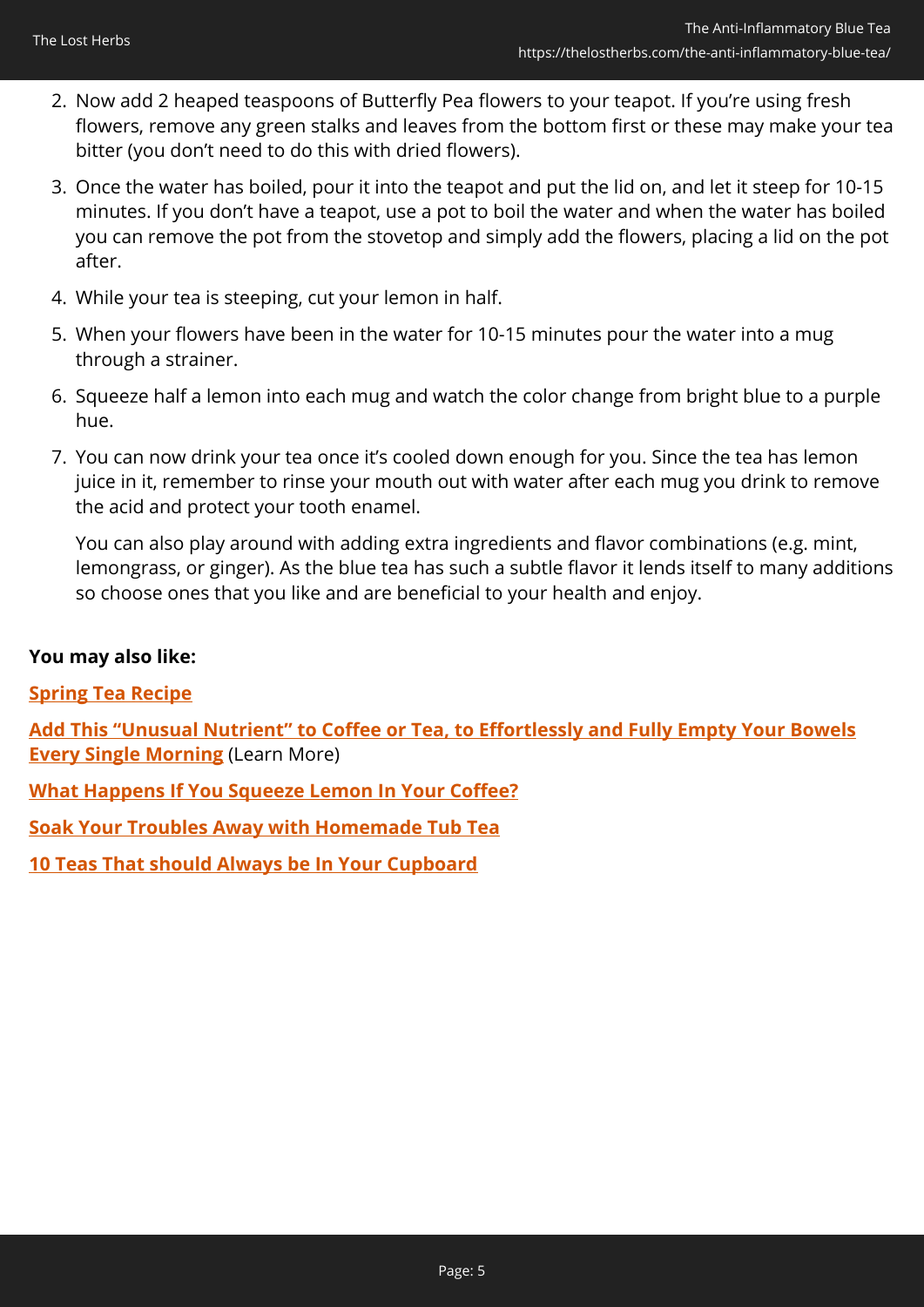2. Now add 2 heaped teaspoons of Butterfly Pea flowers to your teapot. If you're using fresh flowers, remove any green stalks and leaves from the bottom first or these may make your tea bitter (you don't need to do this with dried flowers).
3. Once the water has boiled, pour it into the teapot and put the lid on, and let it steep for 10-15 minutes. If you don't have a teapot, use a pot to boil the water and when the water has boiled you can remove the pot from the stovetop and simply add the flowers, placing a lid on the pot after.
4. While your tea is steeping, cut your lemon in half.
5. When your flowers have been in the water for 10-15 minutes pour the water into a mug through a strainer.
6. Squeeze half a lemon into each mug and watch the color change from bright blue to a purple hue.
7. You can now drink your tea once it's cooled down enough for you. Since the tea has lemon juice in it, remember to rinse your mouth out with water after each mug you drink to remove the acid and protect your tooth enamel.

   You can also play around with adding extra ingredients and flavor combinations (e.g. mint, lemongrass, or ginger). As the blue tea has such a subtle flavor it lends itself to many additions so choose ones that you like and are beneficial to your health and enjoy.

**You may also like:**

**Spring Tea Recipe**

**Add This "Unusual Nutrient" to Coffee or Tea, to Effortlessly and Fully Empty Your Bowels Every Single Morning** (Learn More)

**What Happens If You Squeeze Lemon In Your Coffee?**

**Soak Your Troubles Away with Homemade Tub Tea**

**10 Teas That should Always be In Your Cupboard**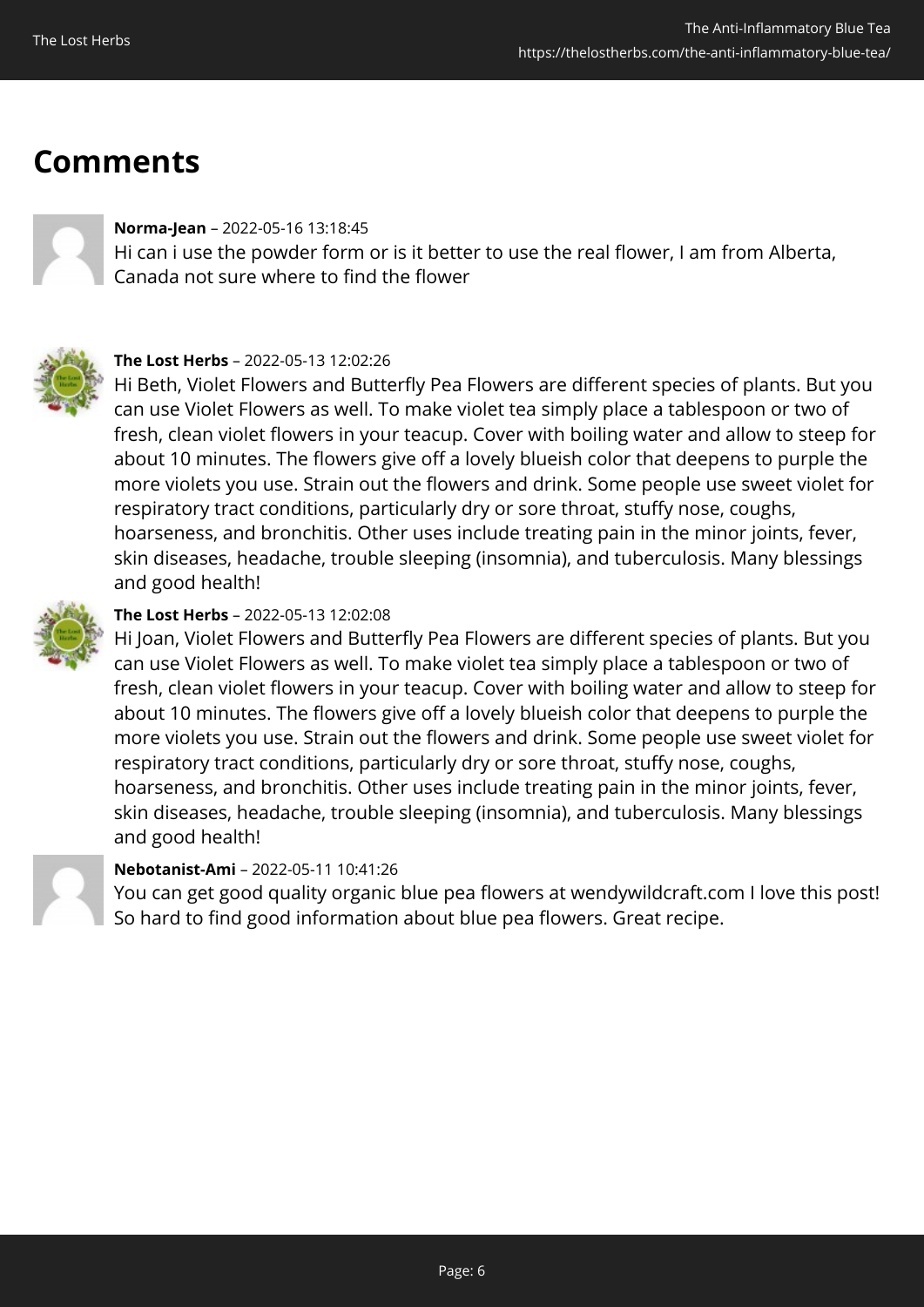## Comments

**Norma-Jean** – 2022-05-16 13:18:45

Hi can i use the powder form or is it better to use the real flower, I am from Alberta, Canada not sure where to find the flower

**The Lost Herbs** – 2022-05-13 12:02:26

Hi Beth, Violet Flowers and Butterfly Pea Flowers are different species of plants. But you can use Violet Flowers as well. To make violet tea simply place a tablespoon or two of fresh, clean violet flowers in your teacup. Cover with boiling water and allow to steep for about 10 minutes. The flowers give off a lovely blueish color that deepens to purple the more violets you use. Strain out the flowers and drink. Some people use sweet violet for respiratory tract conditions, particularly dry or sore throat, stuffy nose, coughs, hoarseness, and bronchitis. Other uses include treating pain in the minor joints, fever, skin diseases, headache, trouble sleeping (insomnia), and tuberculosis. Many blessings and good health!

**The Lost Herbs** – 2022-05-13 12:02:08

Hi Joan, Violet Flowers and Butterfly Pea Flowers are different species of plants. But you can use Violet Flowers as well. To make violet tea simply place a tablespoon or two of fresh, clean violet flowers in your teacup. Cover with boiling water and allow to steep for about 10 minutes. The flowers give off a lovely blueish color that deepens to purple the more violets you use. Strain out the flowers and drink. Some people use sweet violet for respiratory tract conditions, particularly dry or sore throat, stuffy nose, coughs, hoarseness, and bronchitis. Other uses include treating pain in the minor joints, fever, skin diseases, headache, trouble sleeping (insomnia), and tuberculosis. Many blessings and good health!

**Nebotanist-Ami** – 2022-05-11 10:41:26

You can get good quality organic blue pea flowers at wendywildcraft.com I love this post! So hard to find good information about blue pea flowers. Great recipe.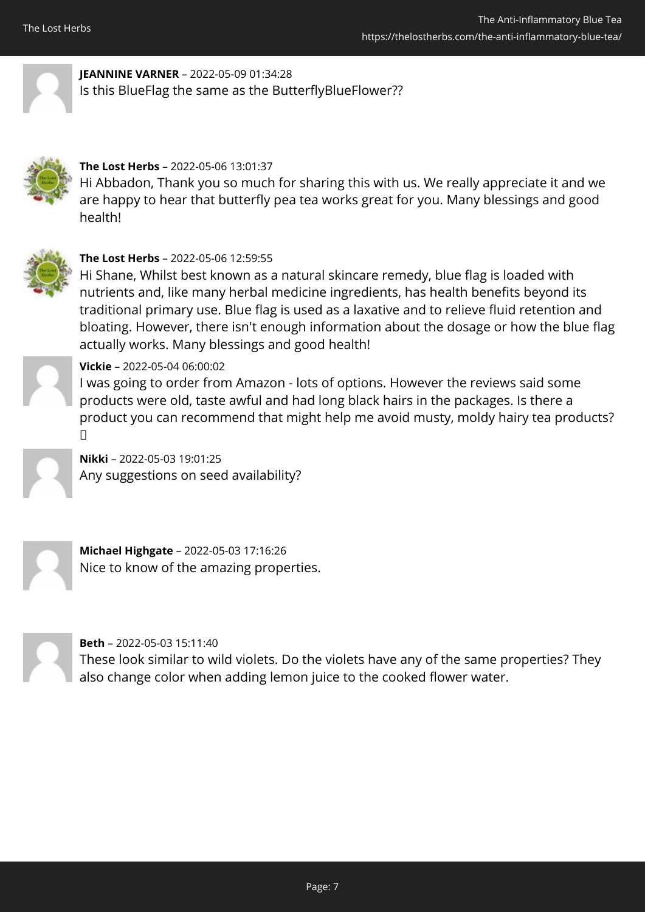**JEANNINE VARNER** – 2022-05-09 01:34:28
Is this BlueFlag the same as the ButterflyBlueFlower??

**The Lost Herbs** – 2022-05-06 13:01:37
Hi Abbadon, Thank you so much for sharing this with us. We really appreciate it and we are happy to hear that butterfly pea tea works great for you. Many blessings and good health!

**The Lost Herbs** – 2022-05-06 12:59:55
Hi Shane, Whilst best known as a natural skincare remedy, blue flag is loaded with nutrients and, like many herbal medicine ingredients, has health benefits beyond its traditional primary use. Blue flag is used as a laxative and to relieve fluid retention and bloating. However, there isn't enough information about the dosage or how the blue flag actually works. Many blessings and good health!

**Vickie** – 2022-05-04 06:00:02
I was going to order from Amazon - lots of options. However the reviews said some products were old, taste awful and had long black hairs in the packages. Is there a product you can recommend that might help me avoid musty, moldy hairy tea products? 

**Nikki** – 2022-05-03 19:01:25
Any suggestions on seed availability?

**Michael Highgate** – 2022-05-03 17:16:26
Nice to know of the amazing properties.

**Beth** – 2022-05-03 15:11:40
These look similar to wild violets. Do the violets have any of the same properties? They also change color when adding lemon juice to the cooked flower water.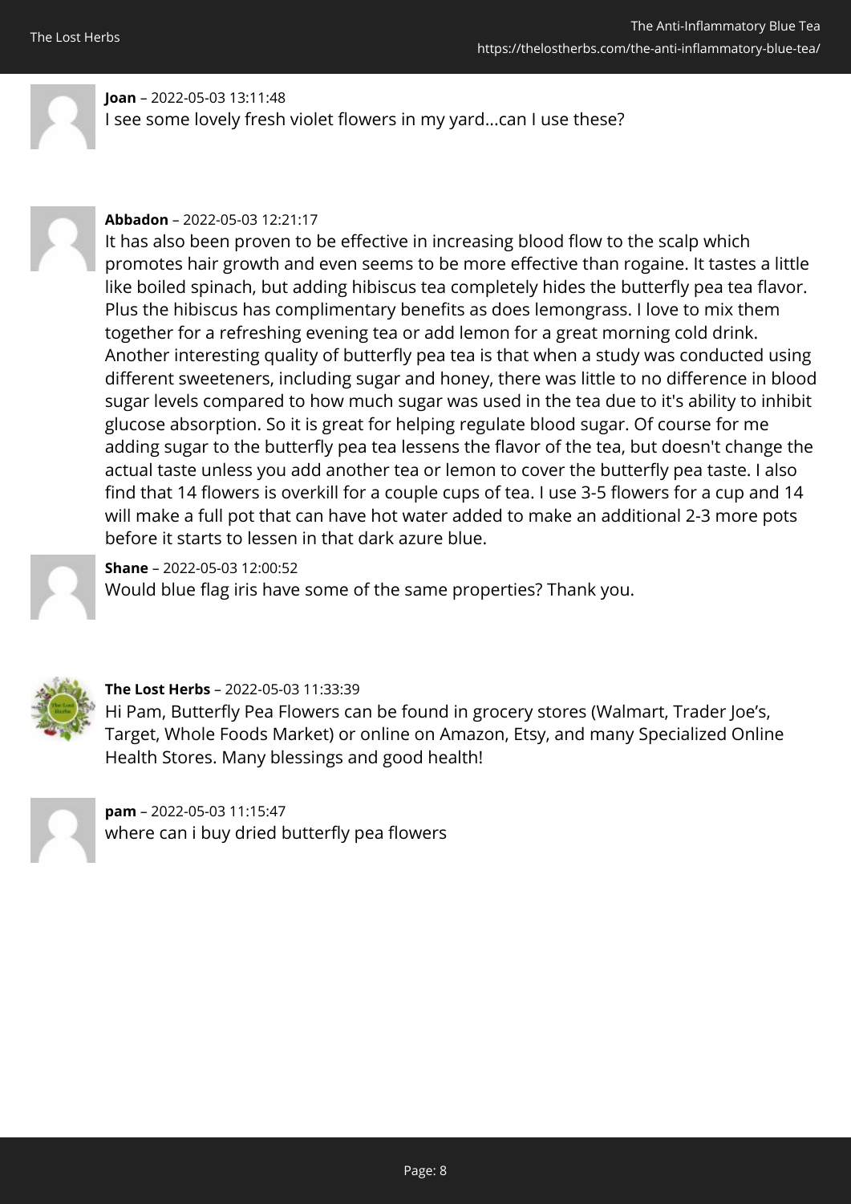**Joan** – 2022-05-03 13:11:48

I see some lovely fresh violet flowers in my yard...can I use these?

**Abbadon** – 2022-05-03 12:21:17

It has also been proven to be effective in increasing blood flow to the scalp which promotes hair growth and even seems to be more effective than rogaine. It tastes a little like boiled spinach, but adding hibiscus tea completely hides the butterfly pea tea flavor. Plus the hibiscus has complimentary benefits as does lemongrass. I love to mix them together for a refreshing evening tea or add lemon for a great morning cold drink. Another interesting quality of butterfly pea tea is that when a study was conducted using different sweeteners, including sugar and honey, there was little to no difference in blood sugar levels compared to how much sugar was used in the tea due to it's ability to inhibit glucose absorption. So it is great for helping regulate blood sugar. Of course for me adding sugar to the butterfly pea tea lessens the flavor of the tea, but doesn't change the actual taste unless you add another tea or lemon to cover the butterfly pea taste. I also find that 14 flowers is overkill for a couple cups of tea. I use 3-5 flowers for a cup and 14 will make a full pot that can have hot water added to make an additional 2-3 more pots before it starts to lessen in that dark azure blue.

**Shane** – 2022-05-03 12:00:52

Would blue flag iris have some of the same properties? Thank you.

**The Lost Herbs** – 2022-05-03 11:33:39

Hi Pam, Butterfly Pea Flowers can be found in grocery stores (Walmart, Trader Joe's, Target, Whole Foods Market) or online on Amazon, Etsy, and many Specialized Online Health Stores. Many blessings and good health!

**pam** – 2022-05-03 11:15:47

where can i buy dried butterfly pea flowers